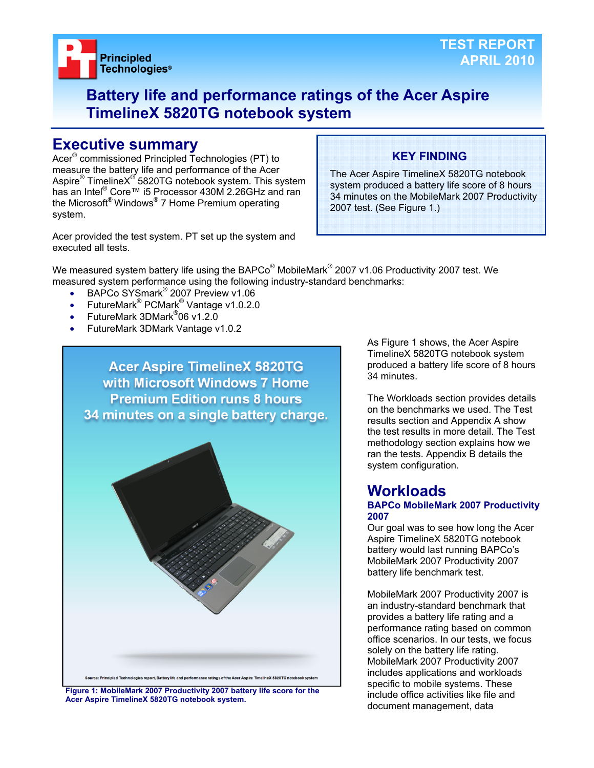TEST REPORT
APRIL 2010

# Battery life and performance ratings of the Acer Aspire TimelineX 5820TG notebook system

## Executive summary

Acer® commissioned Principled Technologies (PT) to measure the battery life and performance of the Acer Aspire® TimelineX® 5820TG notebook system. This system has an Intel® Core™ i5 Processor 430M 2.26GHz and ran the Microsoft® Windows® 7 Home Premium operating system.

Acer provided the test system. PT set up the system and executed all tests.

**KEY FINDING**

The Acer Aspire TimelineX 5820TG notebook system produced a battery life score of 8 hours 34 minutes on the MobileMark 2007 Productivity 2007 test. (See Figure 1.)

We measured system battery life using the BAPCo® MobileMark® 2007 v1.06 Productivity 2007 test. We measured system performance using the following industry-standard benchmarks:

- BAPCo SYSmark® 2007 Preview v1.06
- FutureMark® PCMark® Vantage v1.0.2.0
- FutureMark 3DMark®06 v1.2.0
- FutureMark 3DMark Vantage v1.0.2

Acer Aspire TimelineX 5820TG with Microsoft Windows 7 Home Premium Edition runs 8 hours 34 minutes on a single battery charge.

Source: Principled Technologies report, Battery life and performance ratings of the Acer Aspire TimelineX 5820TG notebook system

**Figure 1: MobileMark 2007 Productivity 2007 battery life score for the Acer Aspire TimelineX 5820TG notebook system.**

As Figure 1 shows, the Acer Aspire TimelineX 5820TG notebook system produced a battery life score of 8 hours 34 minutes.

The Workloads section provides details on the benchmarks we used. The Test results section and Appendix A show the test results in more detail. The Test methodology section explains how we ran the tests. Appendix B details the system configuration.

## Workloads

### BAPCo MobileMark 2007 Productivity 2007

Our goal was to see how long the Acer Aspire TimelineX 5820TG notebook battery would last running BAPCo's MobileMark 2007 Productivity 2007 battery life benchmark test.

MobileMark 2007 Productivity 2007 is an industry-standard benchmark that provides a battery life rating and a performance rating based on common office scenarios. In our tests, we focus solely on the battery life rating. MobileMark 2007 Productivity 2007 includes applications and workloads specific to mobile systems. These include office activities like file and document management, data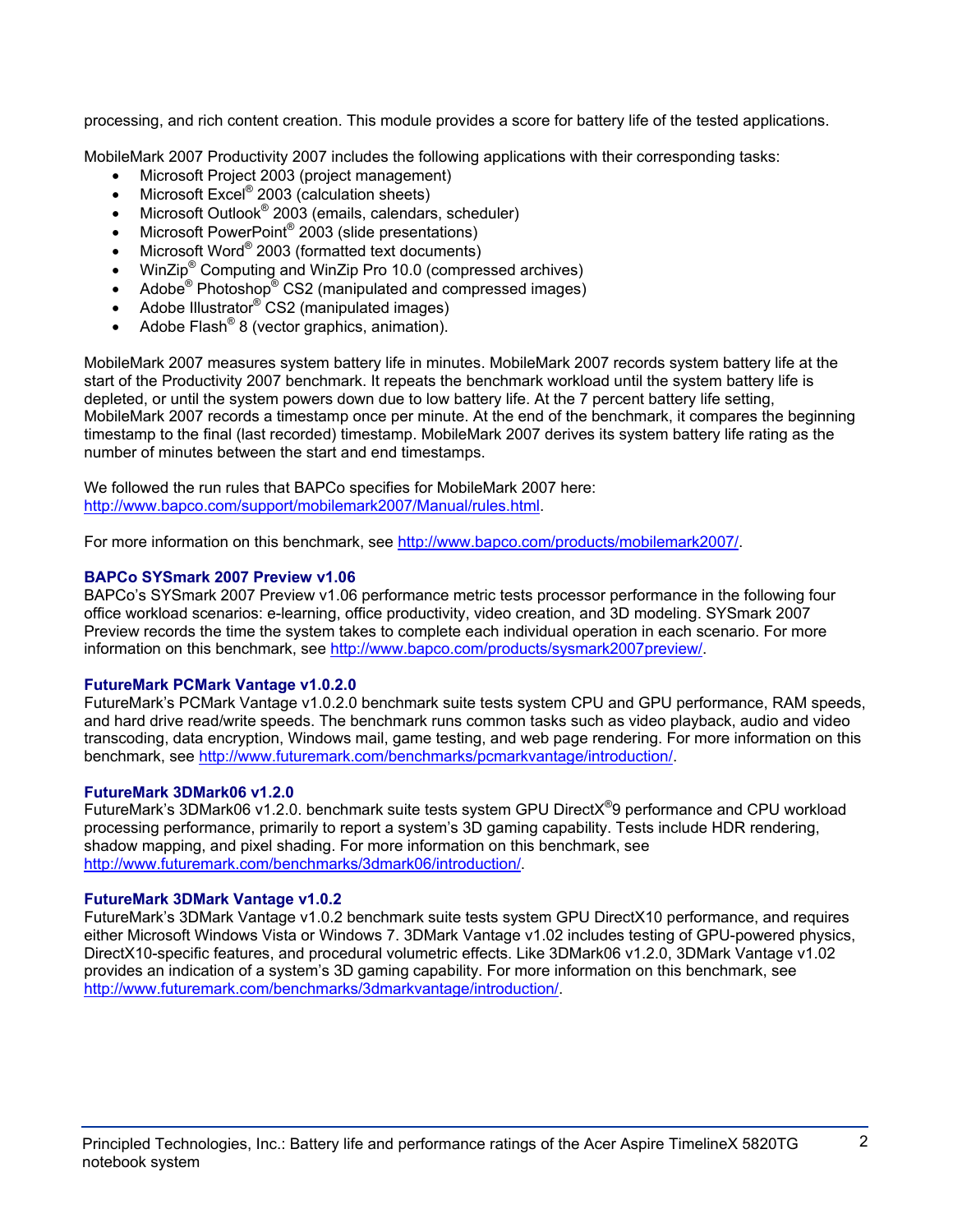processing, and rich content creation. This module provides a score for battery life of the tested applications.

MobileMark 2007 Productivity 2007 includes the following applications with their corresponding tasks:

- Microsoft Project 2003 (project management)
- Microsoft Excel® 2003 (calculation sheets)
- Microsoft Outlook® 2003 (emails, calendars, scheduler)
- Microsoft PowerPoint® 2003 (slide presentations)
- Microsoft Word® 2003 (formatted text documents)
- WinZip® Computing and WinZip Pro 10.0 (compressed archives)
- Adobe® Photoshop® CS2 (manipulated and compressed images)
- Adobe Illustrator® CS2 (manipulated images)
- Adobe Flash® 8 (vector graphics, animation).

MobileMark 2007 measures system battery life in minutes. MobileMark 2007 records system battery life at the start of the Productivity 2007 benchmark. It repeats the benchmark workload until the system battery life is depleted, or until the system powers down due to low battery life. At the 7 percent battery life setting, MobileMark 2007 records a timestamp once per minute. At the end of the benchmark, it compares the beginning timestamp to the final (last recorded) timestamp. MobileMark 2007 derives its system battery life rating as the number of minutes between the start and end timestamps.

We followed the run rules that BAPCo specifies for MobileMark 2007 here: http://www.bapco.com/support/mobilemark2007/Manual/rules.html.

For more information on this benchmark, see http://www.bapco.com/products/mobilemark2007/.

### BAPCo SYSmark 2007 Preview v1.06

BAPCo's SYSmark 2007 Preview v1.06 performance metric tests processor performance in the following four office workload scenarios: e-learning, office productivity, video creation, and 3D modeling. SYSmark 2007 Preview records the time the system takes to complete each individual operation in each scenario. For more information on this benchmark, see http://www.bapco.com/products/sysmark2007preview/.

### FutureMark PCMark Vantage v1.0.2.0

FutureMark's PCMark Vantage v1.0.2.0 benchmark suite tests system CPU and GPU performance, RAM speeds, and hard drive read/write speeds. The benchmark runs common tasks such as video playback, audio and video transcoding, data encryption, Windows mail, game testing, and web page rendering. For more information on this benchmark, see http://www.futuremark.com/benchmarks/pcmarkvantage/introduction/.

### FutureMark 3DMark06 v1.2.0

FutureMark's 3DMark06 v1.2.0. benchmark suite tests system GPU DirectX®9 performance and CPU workload processing performance, primarily to report a system's 3D gaming capability. Tests include HDR rendering, shadow mapping, and pixel shading. For more information on this benchmark, see http://www.futuremark.com/benchmarks/3dmark06/introduction/.

### FutureMark 3DMark Vantage v1.0.2

FutureMark's 3DMark Vantage v1.0.2 benchmark suite tests system GPU DirectX10 performance, and requires either Microsoft Windows Vista or Windows 7. 3DMark Vantage v1.02 includes testing of GPU-powered physics, DirectX10-specific features, and procedural volumetric effects. Like 3DMark06 v1.2.0, 3DMark Vantage v1.02 provides an indication of a system's 3D gaming capability. For more information on this benchmark, see http://www.futuremark.com/benchmarks/3dmarkvantage/introduction/.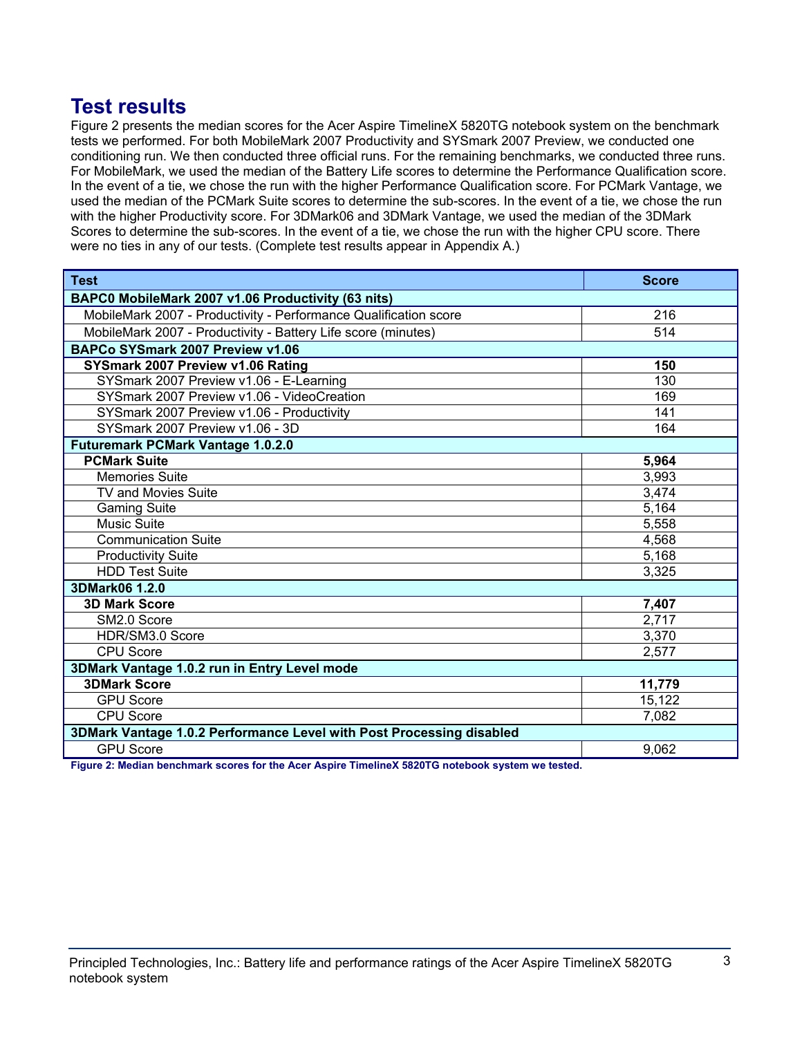## Test results

Figure 2 presents the median scores for the Acer Aspire TimelineX 5820TG notebook system on the benchmark tests we performed. For both MobileMark 2007 Productivity and SYSmark 2007 Preview, we conducted one conditioning run. We then conducted three official runs. For the remaining benchmarks, we conducted three runs. For MobileMark, we used the median of the Battery Life scores to determine the Performance Qualification score. In the event of a tie, we chose the run with the higher Performance Qualification score. For PCMark Vantage, we used the median of the PCMark Suite scores to determine the sub-scores. In the event of a tie, we chose the run with the higher Productivity score. For 3DMark06 and 3DMark Vantage, we used the median of the 3DMark Scores to determine the sub-scores. In the event of a tie, we chose the run with the higher CPU score. There were no ties in any of our tests. (Complete test results appear in Appendix A.)

| Test | Score |
|---|---|
| **BAPC0 MobileMark 2007 v1.06 Productivity (63 nits)** | |
| MobileMark 2007 - Productivity - Performance Qualification score | 216 |
| MobileMark 2007 - Productivity - Battery Life score (minutes) | 514 |
| **BAPCo SYSmark 2007 Preview v1.06** | |
| **SYSmark 2007 Preview v1.06 Rating** | **150** |
| SYSmark 2007 Preview v1.06 - E-Learning | 130 |
| SYSmark 2007 Preview v1.06 - VideoCreation | 169 |
| SYSmark 2007 Preview v1.06 - Productivity | 141 |
| SYSmark 2007 Preview v1.06 - 3D | 164 |
| **Futuremark PCMark Vantage 1.0.2.0** | |
| **PCMark Suite** | **5,964** |
| Memories Suite | 3,993 |
| TV and Movies Suite | 3,474 |
| Gaming Suite | 5,164 |
| Music Suite | 5,558 |
| Communication Suite | 4,568 |
| Productivity Suite | 5,168 |
| HDD Test Suite | 3,325 |
| **3DMark06 1.2.0** | |
| **3D Mark Score** | **7,407** |
| SM2.0 Score | 2,717 |
| HDR/SM3.0 Score | 3,370 |
| CPU Score | 2,577 |
| **3DMark Vantage 1.0.2 run in Entry Level mode** | |
| **3DMark Score** | **11,779** |
| GPU Score | 15,122 |
| CPU Score | 7,082 |
| **3DMark Vantage 1.0.2 Performance Level with Post Processing disabled** | |
| GPU Score | 9,062 |

**Figure 2: Median benchmark scores for the Acer Aspire TimelineX 5820TG notebook system we tested.**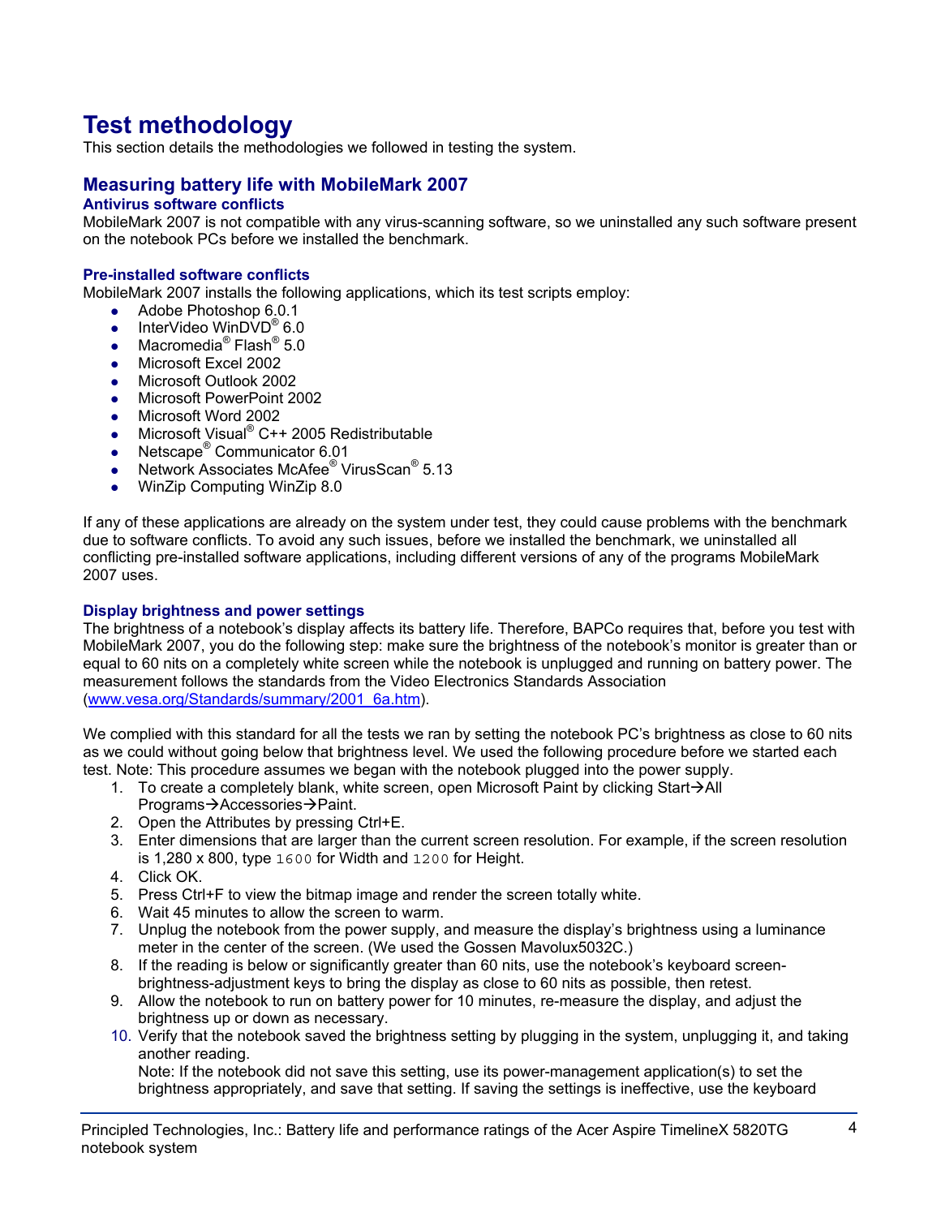# Test methodology

This section details the methodologies we followed in testing the system.

## Measuring battery life with MobileMark 2007

### Antivirus software conflicts

MobileMark 2007 is not compatible with any virus-scanning software, so we uninstalled any such software present on the notebook PCs before we installed the benchmark.

### Pre-installed software conflicts

MobileMark 2007 installs the following applications, which its test scripts employ:

- Adobe Photoshop 6.0.1
- InterVideo WinDVD® 6.0
- Macromedia® Flash® 5.0
- Microsoft Excel 2002
- Microsoft Outlook 2002
- Microsoft PowerPoint 2002
- Microsoft Word 2002
- Microsoft Visual® C++ 2005 Redistributable
- Netscape® Communicator 6.01
- Network Associates McAfee® VirusScan® 5.13
- WinZip Computing WinZip 8.0

If any of these applications are already on the system under test, they could cause problems with the benchmark due to software conflicts. To avoid any such issues, before we installed the benchmark, we uninstalled all conflicting pre-installed software applications, including different versions of any of the programs MobileMark 2007 uses.

### Display brightness and power settings

The brightness of a notebook's display affects its battery life. Therefore, BAPCo requires that, before you test with MobileMark 2007, you do the following step: make sure the brightness of the notebook's monitor is greater than or equal to 60 nits on a completely white screen while the notebook is unplugged and running on battery power. The measurement follows the standards from the Video Electronics Standards Association (www.vesa.org/Standards/summary/2001_6a.htm).

We complied with this standard for all the tests we ran by setting the notebook PC's brightness as close to 60 nits as we could without going below that brightness level. We used the following procedure before we started each test. Note: This procedure assumes we began with the notebook plugged into the power supply.

1. To create a completely blank, white screen, open Microsoft Paint by clicking Start→All Programs→Accessories→Paint.
2. Open the Attributes by pressing Ctrl+E.
3. Enter dimensions that are larger than the current screen resolution. For example, if the screen resolution is 1,280 x 800, type `1600` for Width and `1200` for Height.
4. Click OK.
5. Press Ctrl+F to view the bitmap image and render the screen totally white.
6. Wait 45 minutes to allow the screen to warm.
7. Unplug the notebook from the power supply, and measure the display's brightness using a luminance meter in the center of the screen. (We used the Gossen Mavolux5032C.)
8. If the reading is below or significantly greater than 60 nits, use the notebook's keyboard screen-brightness-adjustment keys to bring the display as close to 60 nits as possible, then retest.
9. Allow the notebook to run on battery power for 10 minutes, re-measure the display, and adjust the brightness up or down as necessary.
10. Verify that the notebook saved the brightness setting by plugging in the system, unplugging it, and taking another reading.
    Note: If the notebook did not save this setting, use its power-management application(s) to set the brightness appropriately, and save that setting. If saving the settings is ineffective, use the keyboard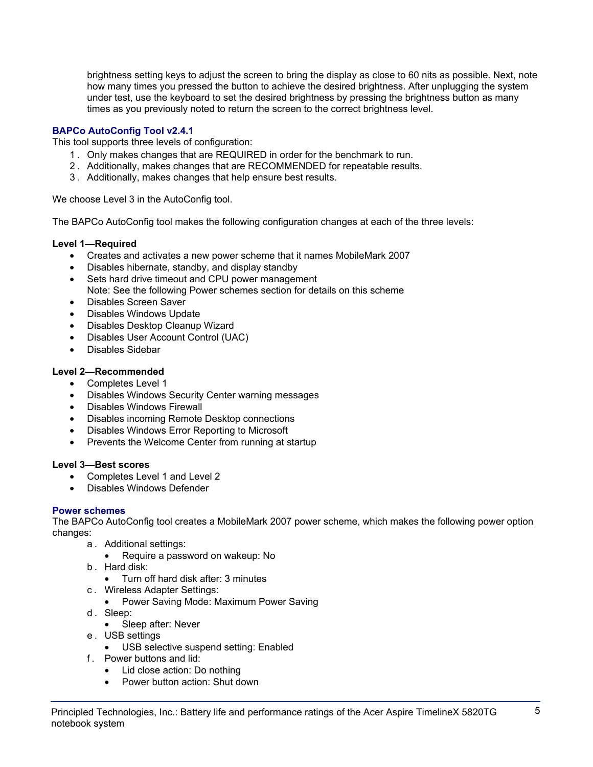brightness setting keys to adjust the screen to bring the display as close to 60 nits as possible. Next, note how many times you pressed the button to achieve the desired brightness. After unplugging the system under test, use the keyboard to set the desired brightness by pressing the brightness button as many times as you previously noted to return the screen to the correct brightness level.

### BAPCo AutoConfig Tool v2.4.1

This tool supports three levels of configuration:

1. Only makes changes that are REQUIRED in order for the benchmark to run.
2. Additionally, makes changes that are RECOMMENDED for repeatable results.
3. Additionally, makes changes that help ensure best results.

We choose Level 3 in the AutoConfig tool.

The BAPCo AutoConfig tool makes the following configuration changes at each of the three levels:

**Level 1—Required**

- Creates and activates a new power scheme that it names MobileMark 2007
- Disables hibernate, standby, and display standby
- Sets hard drive timeout and CPU power management
  Note: See the following Power schemes section for details on this scheme
- Disables Screen Saver
- Disables Windows Update
- Disables Desktop Cleanup Wizard
- Disables User Account Control (UAC)
- Disables Sidebar

**Level 2—Recommended**

- Completes Level 1
- Disables Windows Security Center warning messages
- Disables Windows Firewall
- Disables incoming Remote Desktop connections
- Disables Windows Error Reporting to Microsoft
- Prevents the Welcome Center from running at startup

**Level 3—Best scores**

- Completes Level 1 and Level 2
- Disables Windows Defender

### Power schemes

The BAPCo AutoConfig tool creates a MobileMark 2007 power scheme, which makes the following power option changes:

a. Additional settings:
   - Require a password on wakeup: No
b. Hard disk:
   - Turn off hard disk after: 3 minutes
c. Wireless Adapter Settings:
   - Power Saving Mode: Maximum Power Saving
d. Sleep:
   - Sleep after: Never
e. USB settings
   - USB selective suspend setting: Enabled
f. Power buttons and lid:
   - Lid close action: Do nothing
   - Power button action: Shut down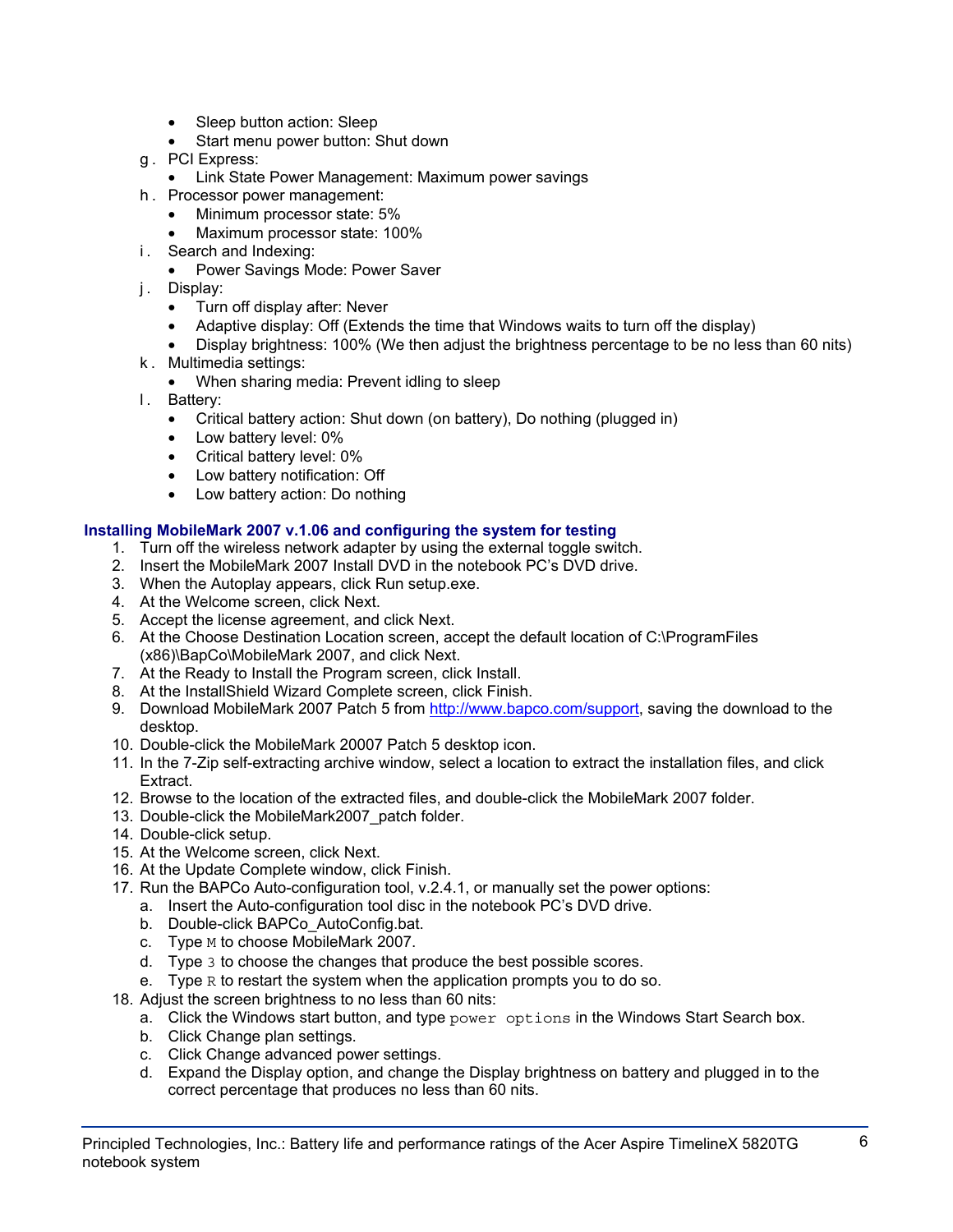- Sleep button action: Sleep
- Start menu power button: Shut down

g. PCI Express:
  - Link State Power Management: Maximum power savings

h. Processor power management:
  - Minimum processor state: 5%
  - Maximum processor state: 100%

i. Search and Indexing:
  - Power Savings Mode: Power Saver

j. Display:
  - Turn off display after: Never
  - Adaptive display: Off (Extends the time that Windows waits to turn off the display)
  - Display brightness: 100% (We then adjust the brightness percentage to be no less than 60 nits)

k. Multimedia settings:
  - When sharing media: Prevent idling to sleep

l. Battery:
  - Critical battery action: Shut down (on battery), Do nothing (plugged in)
  - Low battery level: 0%
  - Critical battery level: 0%
  - Low battery notification: Off
  - Low battery action: Do nothing

### Installing MobileMark 2007 v.1.06 and configuring the system for testing

1. Turn off the wireless network adapter by using the external toggle switch.
2. Insert the MobileMark 2007 Install DVD in the notebook PC's DVD drive.
3. When the Autoplay appears, click Run setup.exe.
4. At the Welcome screen, click Next.
5. Accept the license agreement, and click Next.
6. At the Choose Destination Location screen, accept the default location of C:\ProgramFiles (x86)\BapCo\MobileMark 2007, and click Next.
7. At the Ready to Install the Program screen, click Install.
8. At the InstallShield Wizard Complete screen, click Finish.
9. Download MobileMark 2007 Patch 5 from http://www.bapco.com/support, saving the download to the desktop.
10. Double-click the MobileMark 20007 Patch 5 desktop icon.
11. In the 7-Zip self-extracting archive window, select a location to extract the installation files, and click Extract.
12. Browse to the location of the extracted files, and double-click the MobileMark 2007 folder.
13. Double-click the MobileMark2007_patch folder.
14. Double-click setup.
15. At the Welcome screen, click Next.
16. At the Update Complete window, click Finish.
17. Run the BAPCo Auto-configuration tool, v.2.4.1, or manually set the power options:
    a. Insert the Auto-configuration tool disc in the notebook PC's DVD drive.
    b. Double-click BAPCo_AutoConfig.bat.
    c. Type `M` to choose MobileMark 2007.
    d. Type `3` to choose the changes that produce the best possible scores.
    e. Type `R` to restart the system when the application prompts you to do so.
18. Adjust the screen brightness to no less than 60 nits:
    a. Click the Windows start button, and type `power options` in the Windows Start Search box.
    b. Click Change plan settings.
    c. Click Change advanced power settings.
    d. Expand the Display option, and change the Display brightness on battery and plugged in to the correct percentage that produces no less than 60 nits.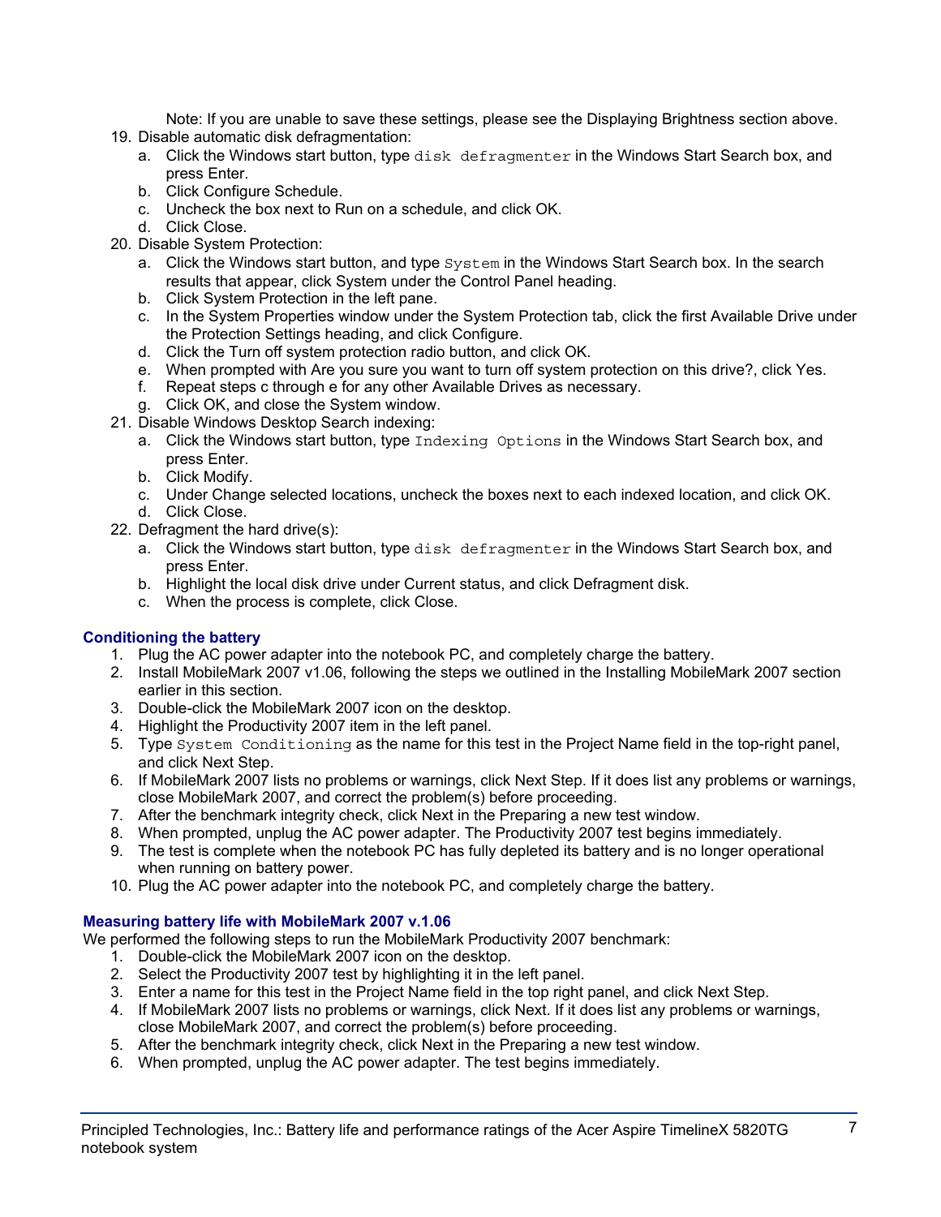Note: If you are unable to save these settings, please see the Displaying Brightness section above.

19. Disable automatic disk defragmentation:
    a. Click the Windows start button, type `disk defragmenter` in the Windows Start Search box, and press Enter.
    b. Click Configure Schedule.
    c. Uncheck the box next to Run on a schedule, and click OK.
    d. Click Close.
20. Disable System Protection:
    a. Click the Windows start button, and type `System` in the Windows Start Search box. In the search results that appear, click System under the Control Panel heading.
    b. Click System Protection in the left pane.
    c. In the System Properties window under the System Protection tab, click the first Available Drive under the Protection Settings heading, and click Configure.
    d. Click the Turn off system protection radio button, and click OK.
    e. When prompted with Are you sure you want to turn off system protection on this drive?, click Yes.
    f. Repeat steps c through e for any other Available Drives as necessary.
    g. Click OK, and close the System window.
21. Disable Windows Desktop Search indexing:
    a. Click the Windows start button, type `Indexing Options` in the Windows Start Search box, and press Enter.
    b. Click Modify.
    c. Under Change selected locations, uncheck the boxes next to each indexed location, and click OK.
    d. Click Close.
22. Defragment the hard drive(s):
    a. Click the Windows start button, type `disk defragmenter` in the Windows Start Search box, and press Enter.
    b. Highlight the local disk drive under Current status, and click Defragment disk.
    c. When the process is complete, click Close.

### Conditioning the battery

1. Plug the AC power adapter into the notebook PC, and completely charge the battery.
2. Install MobileMark 2007 v1.06, following the steps we outlined in the Installing MobileMark 2007 section earlier in this section.
3. Double-click the MobileMark 2007 icon on the desktop.
4. Highlight the Productivity 2007 item in the left panel.
5. Type `System Conditioning` as the name for this test in the Project Name field in the top-right panel, and click Next Step.
6. If MobileMark 2007 lists no problems or warnings, click Next Step. If it does list any problems or warnings, close MobileMark 2007, and correct the problem(s) before proceeding.
7. After the benchmark integrity check, click Next in the Preparing a new test window.
8. When prompted, unplug the AC power adapter. The Productivity 2007 test begins immediately.
9. The test is complete when the notebook PC has fully depleted its battery and is no longer operational when running on battery power.
10. Plug the AC power adapter into the notebook PC, and completely charge the battery.

### Measuring battery life with MobileMark 2007 v.1.06

We performed the following steps to run the MobileMark Productivity 2007 benchmark:

1. Double-click the MobileMark 2007 icon on the desktop.
2. Select the Productivity 2007 test by highlighting it in the left panel.
3. Enter a name for this test in the Project Name field in the top right panel, and click Next Step.
4. If MobileMark 2007 lists no problems or warnings, click Next. If it does list any problems or warnings, close MobileMark 2007, and correct the problem(s) before proceeding.
5. After the benchmark integrity check, click Next in the Preparing a new test window.
6. When prompted, unplug the AC power adapter. The test begins immediately.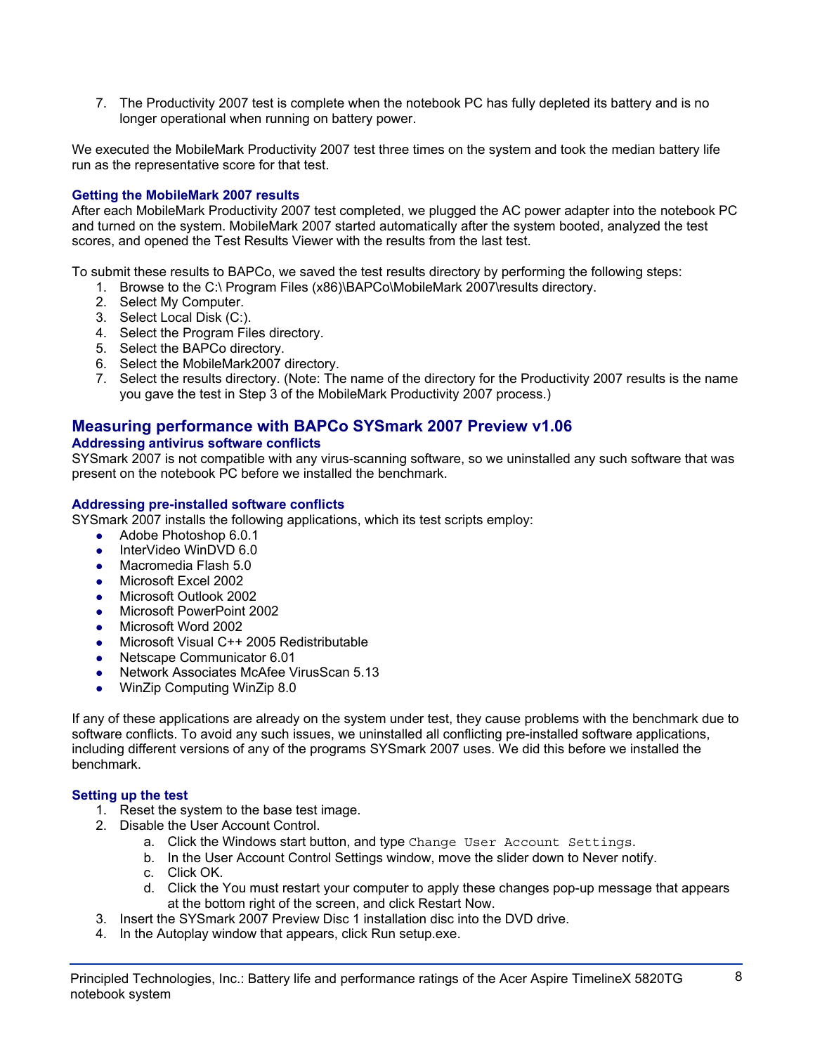7. The Productivity 2007 test is complete when the notebook PC has fully depleted its battery and is no longer operational when running on battery power.

We executed the MobileMark Productivity 2007 test three times on the system and took the median battery life run as the representative score for that test.

### Getting the MobileMark 2007 results

After each MobileMark Productivity 2007 test completed, we plugged the AC power adapter into the notebook PC and turned on the system. MobileMark 2007 started automatically after the system booted, analyzed the test scores, and opened the Test Results Viewer with the results from the last test.

To submit these results to BAPCo, we saved the test results directory by performing the following steps:

1. Browse to the C:\ Program Files (x86)\BAPCo\MobileMark 2007\results directory.
2. Select My Computer.
3. Select Local Disk (C:).
4. Select the Program Files directory.
5. Select the BAPCo directory.
6. Select the MobileMark2007 directory.
7. Select the results directory. (Note: The name of the directory for the Productivity 2007 results is the name you gave the test in Step 3 of the MobileMark Productivity 2007 process.)

## Measuring performance with BAPCo SYSmark 2007 Preview v1.06

### Addressing antivirus software conflicts

SYSmark 2007 is not compatible with any virus-scanning software, so we uninstalled any such software that was present on the notebook PC before we installed the benchmark.

### Addressing pre-installed software conflicts

SYSmark 2007 installs the following applications, which its test scripts employ:

- Adobe Photoshop 6.0.1
- InterVideo WinDVD 6.0
- Macromedia Flash 5.0
- Microsoft Excel 2002
- Microsoft Outlook 2002
- Microsoft PowerPoint 2002
- Microsoft Word 2002
- Microsoft Visual C++ 2005 Redistributable
- Netscape Communicator 6.01
- Network Associates McAfee VirusScan 5.13
- WinZip Computing WinZip 8.0

If any of these applications are already on the system under test, they cause problems with the benchmark due to software conflicts. To avoid any such issues, we uninstalled all conflicting pre-installed software applications, including different versions of any of the programs SYSmark 2007 uses. We did this before we installed the benchmark.

### Setting up the test

1. Reset the system to the base test image.
2. Disable the User Account Control.
   a. Click the Windows start button, and type `Change User Account Settings`.
   b. In the User Account Control Settings window, move the slider down to Never notify.
   c. Click OK.
   d. Click the You must restart your computer to apply these changes pop-up message that appears at the bottom right of the screen, and click Restart Now.
3. Insert the SYSmark 2007 Preview Disc 1 installation disc into the DVD drive.
4. In the Autoplay window that appears, click Run setup.exe.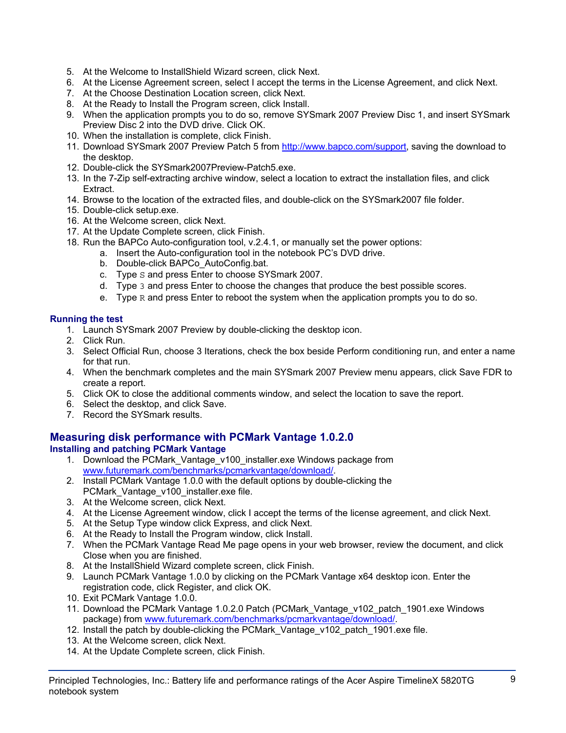5. At the Welcome to InstallShield Wizard screen, click Next.
6. At the License Agreement screen, select I accept the terms in the License Agreement, and click Next.
7. At the Choose Destination Location screen, click Next.
8. At the Ready to Install the Program screen, click Install.
9. When the application prompts you to do so, remove SYSmark 2007 Preview Disc 1, and insert SYSmark Preview Disc 2 into the DVD drive. Click OK.
10. When the installation is complete, click Finish.
11. Download SYSmark 2007 Preview Patch 5 from http://www.bapco.com/support, saving the download to the desktop.
12. Double-click the SYSmark2007Preview-Patch5.exe.
13. In the 7-Zip self-extracting archive window, select a location to extract the installation files, and click Extract.
14. Browse to the location of the extracted files, and double-click on the SYSmark2007 file folder.
15. Double-click setup.exe.
16. At the Welcome screen, click Next.
17. At the Update Complete screen, click Finish.
18. Run the BAPCo Auto-configuration tool, v.2.4.1, or manually set the power options:
    a. Insert the Auto-configuration tool in the notebook PC's DVD drive.
    b. Double-click BAPCo_AutoConfig.bat.
    c. Type `S` and press Enter to choose SYSmark 2007.
    d. Type `3` and press Enter to choose the changes that produce the best possible scores.
    e. Type `R` and press Enter to reboot the system when the application prompts you to do so.

### Running the test

1. Launch SYSmark 2007 Preview by double-clicking the desktop icon.
2. Click Run.
3. Select Official Run, choose 3 Iterations, check the box beside Perform conditioning run, and enter a name for that run.
4. When the benchmark completes and the main SYSmark 2007 Preview menu appears, click Save FDR to create a report.
5. Click OK to close the additional comments window, and select the location to save the report.
6. Select the desktop, and click Save.
7. Record the SYSmark results.

## Measuring disk performance with PCMark Vantage 1.0.2.0

### Installing and patching PCMark Vantage

1. Download the PCMark_Vantage_v100_installer.exe Windows package from www.futuremark.com/benchmarks/pcmarkvantage/download/.
2. Install PCMark Vantage 1.0.0 with the default options by double-clicking the PCMark_Vantage_v100_installer.exe file.
3. At the Welcome screen, click Next.
4. At the License Agreement window, click I accept the terms of the license agreement, and click Next.
5. At the Setup Type window click Express, and click Next.
6. At the Ready to Install the Program window, click Install.
7. When the PCMark Vantage Read Me page opens in your web browser, review the document, and click Close when you are finished.
8. At the InstallShield Wizard complete screen, click Finish.
9. Launch PCMark Vantage 1.0.0 by clicking on the PCMark Vantage x64 desktop icon. Enter the registration code, click Register, and click OK.
10. Exit PCMark Vantage 1.0.0.
11. Download the PCMark Vantage 1.0.2.0 Patch (PCMark_Vantage_v102_patch_1901.exe Windows package) from www.futuremark.com/benchmarks/pcmarkvantage/download/.
12. Install the patch by double-clicking the PCMark_Vantage_v102_patch_1901.exe file.
13. At the Welcome screen, click Next.
14. At the Update Complete screen, click Finish.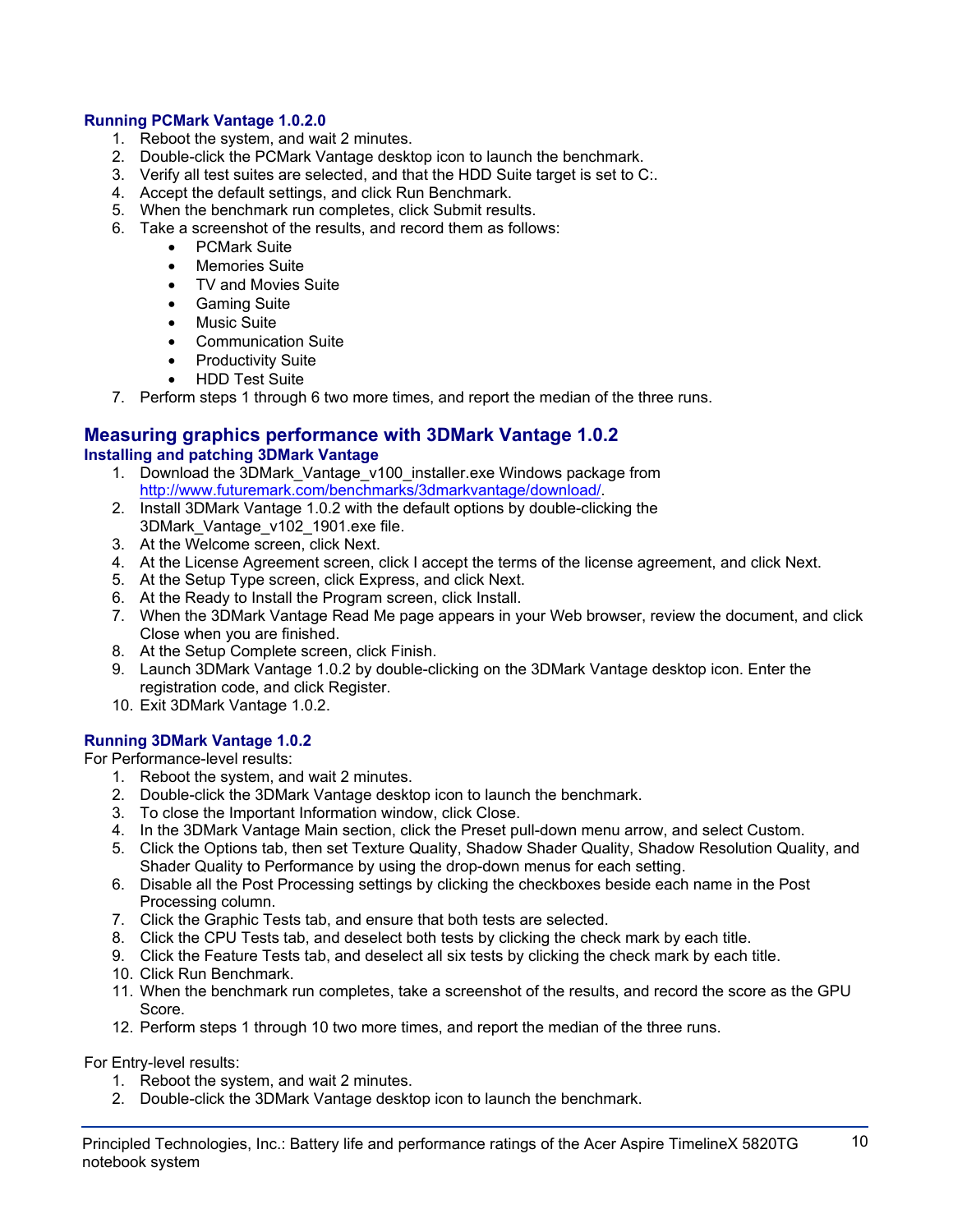### Running PCMark Vantage 1.0.2.0

1. Reboot the system, and wait 2 minutes.
2. Double-click the PCMark Vantage desktop icon to launch the benchmark.
3. Verify all test suites are selected, and that the HDD Suite target is set to C:.
4. Accept the default settings, and click Run Benchmark.
5. When the benchmark run completes, click Submit results.
6. Take a screenshot of the results, and record them as follows:
   - PCMark Suite
   - Memories Suite
   - TV and Movies Suite
   - Gaming Suite
   - Music Suite
   - Communication Suite
   - Productivity Suite
   - HDD Test Suite
7. Perform steps 1 through 6 two more times, and report the median of the three runs.

## Measuring graphics performance with 3DMark Vantage 1.0.2

### Installing and patching 3DMark Vantage

1. Download the 3DMark_Vantage_v100_installer.exe Windows package from http://www.futuremark.com/benchmarks/3dmarkvantage/download/.
2. Install 3DMark Vantage 1.0.2 with the default options by double-clicking the 3DMark_Vantage_v102_1901.exe file.
3. At the Welcome screen, click Next.
4. At the License Agreement screen, click I accept the terms of the license agreement, and click Next.
5. At the Setup Type screen, click Express, and click Next.
6. At the Ready to Install the Program screen, click Install.
7. When the 3DMark Vantage Read Me page appears in your Web browser, review the document, and click Close when you are finished.
8. At the Setup Complete screen, click Finish.
9. Launch 3DMark Vantage 1.0.2 by double-clicking on the 3DMark Vantage desktop icon. Enter the registration code, and click Register.
10. Exit 3DMark Vantage 1.0.2.

### Running 3DMark Vantage 1.0.2

For Performance-level results:

1. Reboot the system, and wait 2 minutes.
2. Double-click the 3DMark Vantage desktop icon to launch the benchmark.
3. To close the Important Information window, click Close.
4. In the 3DMark Vantage Main section, click the Preset pull-down menu arrow, and select Custom.
5. Click the Options tab, then set Texture Quality, Shadow Shader Quality, Shadow Resolution Quality, and Shader Quality to Performance by using the drop-down menus for each setting.
6. Disable all the Post Processing settings by clicking the checkboxes beside each name in the Post Processing column.
7. Click the Graphic Tests tab, and ensure that both tests are selected.
8. Click the CPU Tests tab, and deselect both tests by clicking the check mark by each title.
9. Click the Feature Tests tab, and deselect all six tests by clicking the check mark by each title.
10. Click Run Benchmark.
11. When the benchmark run completes, take a screenshot of the results, and record the score as the GPU Score.
12. Perform steps 1 through 10 two more times, and report the median of the three runs.

For Entry-level results:

1. Reboot the system, and wait 2 minutes.
2. Double-click the 3DMark Vantage desktop icon to launch the benchmark.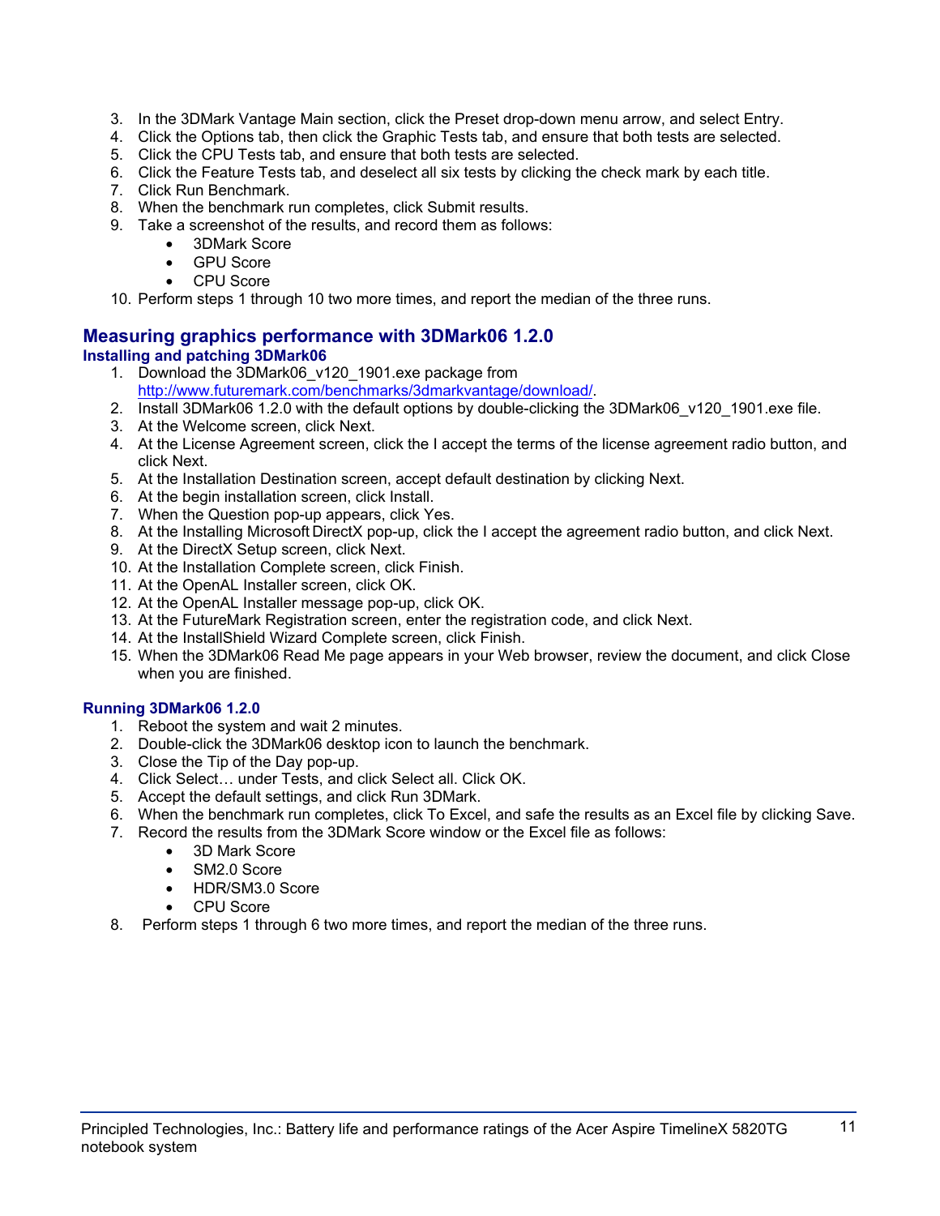3. In the 3DMark Vantage Main section, click the Preset drop-down menu arrow, and select Entry.
4. Click the Options tab, then click the Graphic Tests tab, and ensure that both tests are selected.
5. Click the CPU Tests tab, and ensure that both tests are selected.
6. Click the Feature Tests tab, and deselect all six tests by clicking the check mark by each title.
7. Click Run Benchmark.
8. When the benchmark run completes, click Submit results.
9. Take a screenshot of the results, and record them as follows:
   - 3DMark Score
   - GPU Score
   - CPU Score
10. Perform steps 1 through 10 two more times, and report the median of the three runs.

## Measuring graphics performance with 3DMark06 1.2.0

### Installing and patching 3DMark06

1. Download the 3DMark06_v120_1901.exe package from http://www.futuremark.com/benchmarks/3dmarkvantage/download/.
2. Install 3DMark06 1.2.0 with the default options by double-clicking the 3DMark06_v120_1901.exe file.
3. At the Welcome screen, click Next.
4. At the License Agreement screen, click the I accept the terms of the license agreement radio button, and click Next.
5. At the Installation Destination screen, accept default destination by clicking Next.
6. At the begin installation screen, click Install.
7. When the Question pop-up appears, click Yes.
8. At the Installing Microsoft DirectX pop-up, click the I accept the agreement radio button, and click Next.
9. At the DirectX Setup screen, click Next.
10. At the Installation Complete screen, click Finish.
11. At the OpenAL Installer screen, click OK.
12. At the OpenAL Installer message pop-up, click OK.
13. At the FutureMark Registration screen, enter the registration code, and click Next.
14. At the InstallShield Wizard Complete screen, click Finish.
15. When the 3DMark06 Read Me page appears in your Web browser, review the document, and click Close when you are finished.

### Running 3DMark06 1.2.0

1. Reboot the system and wait 2 minutes.
2. Double-click the 3DMark06 desktop icon to launch the benchmark.
3. Close the Tip of the Day pop-up.
4. Click Select… under Tests, and click Select all. Click OK.
5. Accept the default settings, and click Run 3DMark.
6. When the benchmark run completes, click To Excel, and safe the results as an Excel file by clicking Save.
7. Record the results from the 3DMark Score window or the Excel file as follows:
   - 3D Mark Score
   - SM2.0 Score
   - HDR/SM3.0 Score
   - CPU Score
8. Perform steps 1 through 6 two more times, and report the median of the three runs.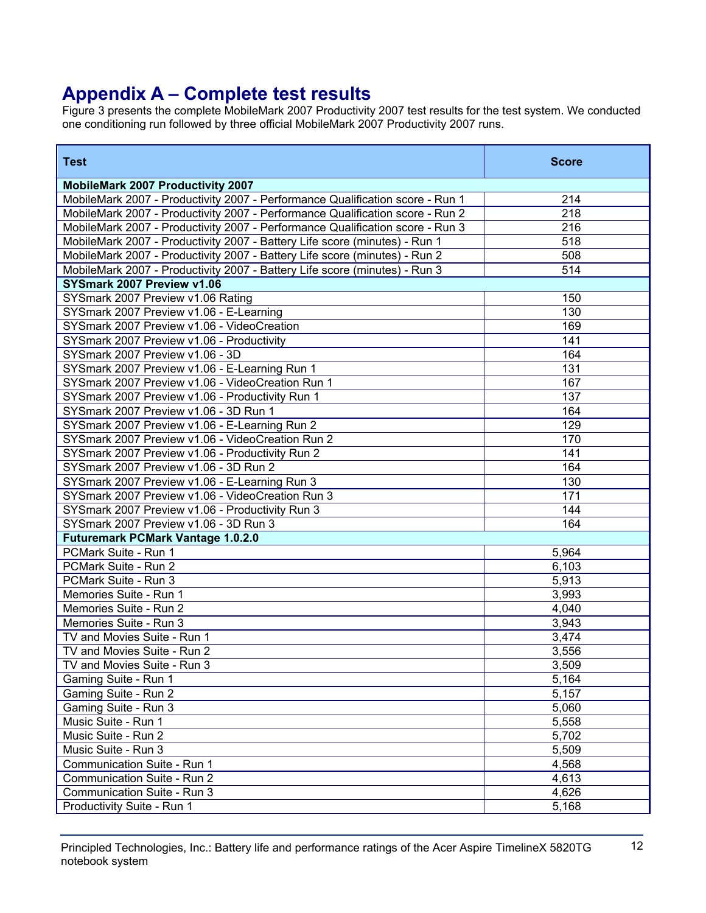# Appendix A – Complete test results

Figure 3 presents the complete MobileMark 2007 Productivity 2007 test results for the test system. We conducted one conditioning run followed by three official MobileMark 2007 Productivity 2007 runs.

| Test | Score |
|---|---|
| **MobileMark 2007 Productivity 2007** | |
| MobileMark 2007 - Productivity 2007 - Performance Qualification score - Run 1 | 214 |
| MobileMark 2007 - Productivity 2007 - Performance Qualification score - Run 2 | 218 |
| MobileMark 2007 - Productivity 2007 - Performance Qualification score - Run 3 | 216 |
| MobileMark 2007 - Productivity 2007 - Battery Life score (minutes) - Run 1 | 518 |
| MobileMark 2007 - Productivity 2007 - Battery Life score (minutes) - Run 2 | 508 |
| MobileMark 2007 - Productivity 2007 - Battery Life score (minutes) - Run 3 | 514 |
| **SYSmark 2007 Preview v1.06** | |
| SYSmark 2007 Preview v1.06 Rating | 150 |
| SYSmark 2007 Preview v1.06 - E-Learning | 130 |
| SYSmark 2007 Preview v1.06 - VideoCreation | 169 |
| SYSmark 2007 Preview v1.06 - Productivity | 141 |
| SYSmark 2007 Preview v1.06 - 3D | 164 |
| SYSmark 2007 Preview v1.06 - E-Learning Run 1 | 131 |
| SYSmark 2007 Preview v1.06 - VideoCreation Run 1 | 167 |
| SYSmark 2007 Preview v1.06 - Productivity Run 1 | 137 |
| SYSmark 2007 Preview v1.06 - 3D Run 1 | 164 |
| SYSmark 2007 Preview v1.06 - E-Learning Run 2 | 129 |
| SYSmark 2007 Preview v1.06 - VideoCreation Run 2 | 170 |
| SYSmark 2007 Preview v1.06 - Productivity Run 2 | 141 |
| SYSmark 2007 Preview v1.06 - 3D Run 2 | 164 |
| SYSmark 2007 Preview v1.06 - E-Learning Run 3 | 130 |
| SYSmark 2007 Preview v1.06 - VideoCreation Run 3 | 171 |
| SYSmark 2007 Preview v1.06 - Productivity Run 3 | 144 |
| SYSmark 2007 Preview v1.06 - 3D Run 3 | 164 |
| **Futuremark PCMark Vantage 1.0.2.0** | |
| PCMark Suite - Run 1 | 5,964 |
| PCMark Suite - Run 2 | 6,103 |
| PCMark Suite - Run 3 | 5,913 |
| Memories Suite - Run 1 | 3,993 |
| Memories Suite - Run 2 | 4,040 |
| Memories Suite - Run 3 | 3,943 |
| TV and Movies Suite - Run 1 | 3,474 |
| TV and Movies Suite - Run 2 | 3,556 |
| TV and Movies Suite - Run 3 | 3,509 |
| Gaming Suite - Run 1 | 5,164 |
| Gaming Suite - Run 2 | 5,157 |
| Gaming Suite - Run 3 | 5,060 |
| Music Suite - Run 1 | 5,558 |
| Music Suite - Run 2 | 5,702 |
| Music Suite - Run 3 | 5,509 |
| Communication Suite - Run 1 | 4,568 |
| Communication Suite - Run 2 | 4,613 |
| Communication Suite - Run 3 | 4,626 |
| Productivity Suite - Run 1 | 5,168 |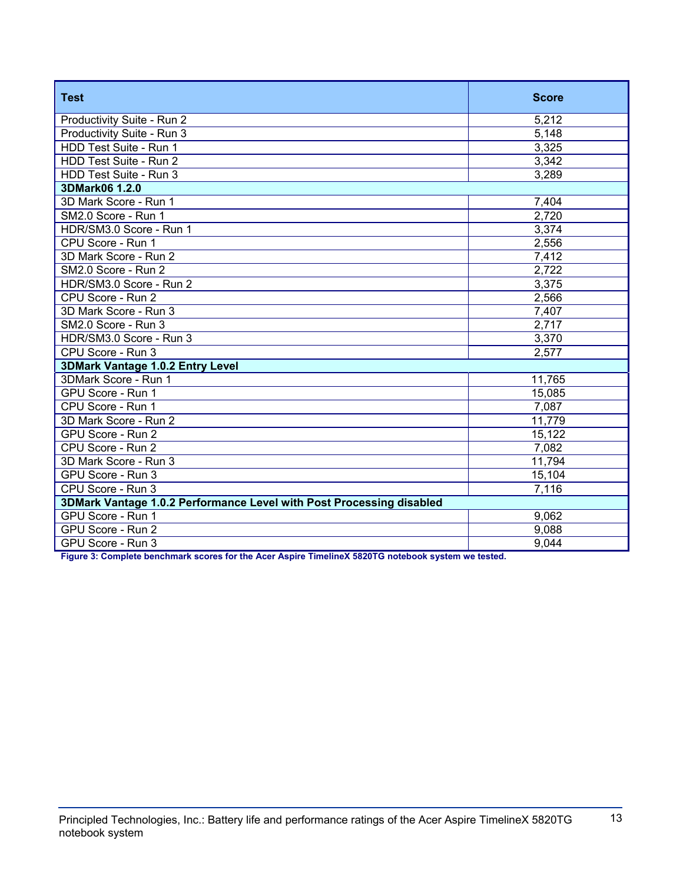| Test | Score |
|---|---|
| Productivity Suite - Run 2 | 5,212 |
| Productivity Suite - Run 3 | 5,148 |
| HDD Test Suite - Run 1 | 3,325 |
| HDD Test Suite - Run 2 | 3,342 |
| HDD Test Suite - Run 3 | 3,289 |
| **3DMark06 1.2.0** | |
| 3D Mark Score - Run 1 | 7,404 |
| SM2.0 Score - Run 1 | 2,720 |
| HDR/SM3.0 Score - Run 1 | 3,374 |
| CPU Score - Run 1 | 2,556 |
| 3D Mark Score - Run 2 | 7,412 |
| SM2.0 Score - Run 2 | 2,722 |
| HDR/SM3.0 Score - Run 2 | 3,375 |
| CPU Score - Run 2 | 2,566 |
| 3D Mark Score - Run 3 | 7,407 |
| SM2.0 Score - Run 3 | 2,717 |
| HDR/SM3.0 Score - Run 3 | 3,370 |
| CPU Score - Run 3 | 2,577 |
| **3DMark Vantage 1.0.2 Entry Level** | |
| 3DMark Score - Run 1 | 11,765 |
| GPU Score - Run 1 | 15,085 |
| CPU Score - Run 1 | 7,087 |
| 3D Mark Score - Run 2 | 11,779 |
| GPU Score - Run 2 | 15,122 |
| CPU Score - Run 2 | 7,082 |
| 3D Mark Score - Run 3 | 11,794 |
| GPU Score - Run 3 | 15,104 |
| CPU Score - Run 3 | 7,116 |
| **3DMark Vantage 1.0.2 Performance Level with Post Processing disabled** | |
| GPU Score - Run 1 | 9,062 |
| GPU Score - Run 2 | 9,088 |
| GPU Score - Run 3 | 9,044 |

**Figure 3: Complete benchmark scores for the Acer Aspire TimelineX 5820TG notebook system we tested.**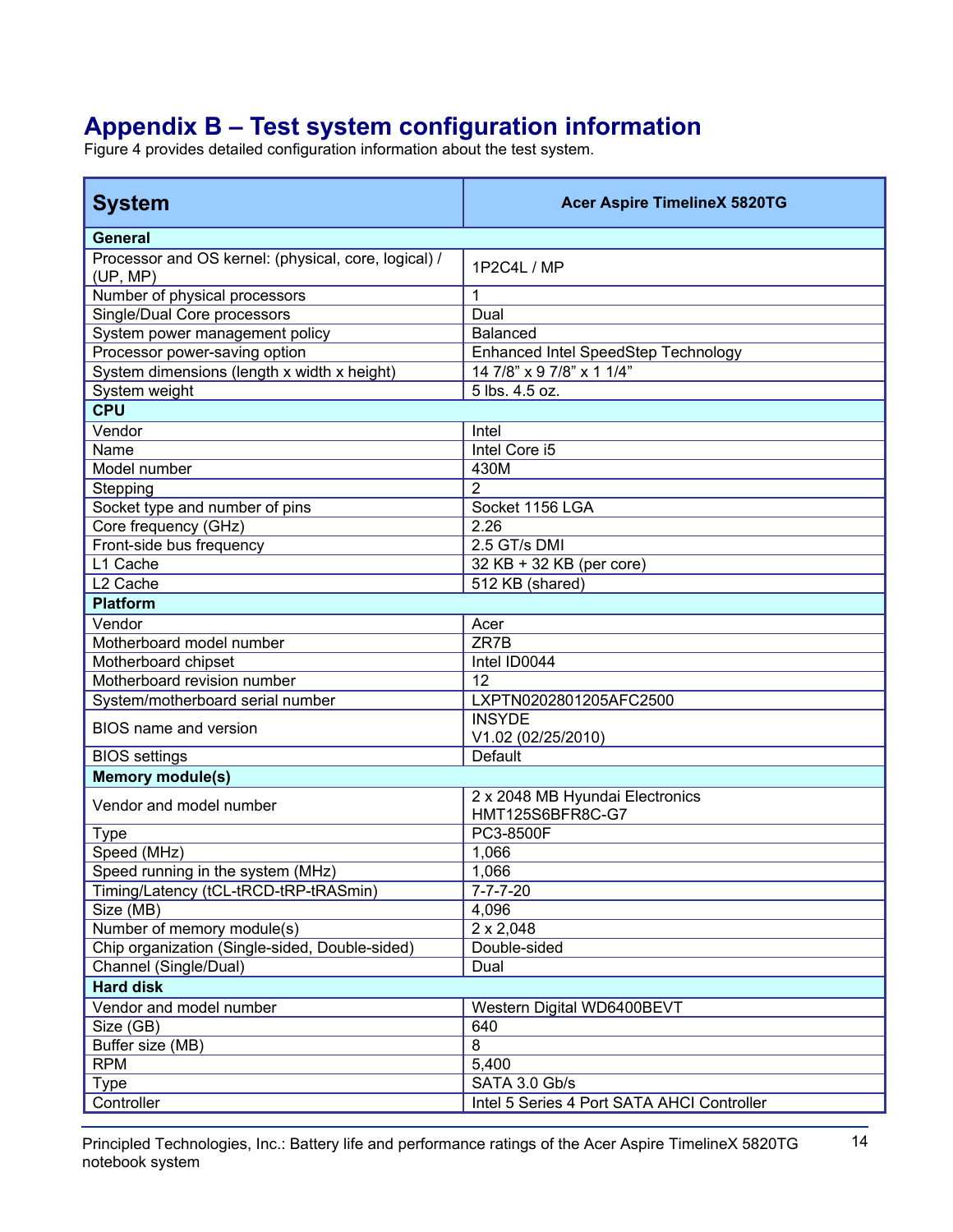# Appendix B – Test system configuration information

Figure 4 provides detailed configuration information about the test system.

| System | Acer Aspire TimelineX 5820TG |
|---|---|
| **General** | |
| Processor and OS kernel: (physical, core, logical) / (UP, MP) | 1P2C4L / MP |
| Number of physical processors | 1 |
| Single/Dual Core processors | Dual |
| System power management policy | Balanced |
| Processor power-saving option | Enhanced Intel SpeedStep Technology |
| System dimensions (length x width x height) | 14 7/8" x 9 7/8" x 1 1/4" |
| System weight | 5 lbs. 4.5 oz. |
| **CPU** | |
| Vendor | Intel |
| Name | Intel Core i5 |
| Model number | 430M |
| Stepping | 2 |
| Socket type and number of pins | Socket 1156 LGA |
| Core frequency (GHz) | 2.26 |
| Front-side bus frequency | 2.5 GT/s DMI |
| L1 Cache | 32 KB + 32 KB (per core) |
| L2 Cache | 512 KB (shared) |
| **Platform** | |
| Vendor | Acer |
| Motherboard model number | ZR7B |
| Motherboard chipset | Intel ID0044 |
| Motherboard revision number | 12 |
| System/motherboard serial number | LXPTN0202801205AFC2500 |
| BIOS name and version | INSYDE V1.02 (02/25/2010) |
| BIOS settings | Default |
| **Memory module(s)** | |
| Vendor and model number | 2 x 2048 MB Hyundai Electronics HMT125S6BFR8C-G7 |
| Type | PC3-8500F |
| Speed (MHz) | 1,066 |
| Speed running in the system (MHz) | 1,066 |
| Timing/Latency (tCL-tRCD-tRP-tRASmin) | 7-7-7-20 |
| Size (MB) | 4,096 |
| Number of memory module(s) | 2 x 2,048 |
| Chip organization (Single-sided, Double-sided) | Double-sided |
| Channel (Single/Dual) | Dual |
| **Hard disk** | |
| Vendor and model number | Western Digital WD6400BEVT |
| Size (GB) | 640 |
| Buffer size (MB) | 8 |
| RPM | 5,400 |
| Type | SATA 3.0 Gb/s |
| Controller | Intel 5 Series 4 Port SATA AHCI Controller |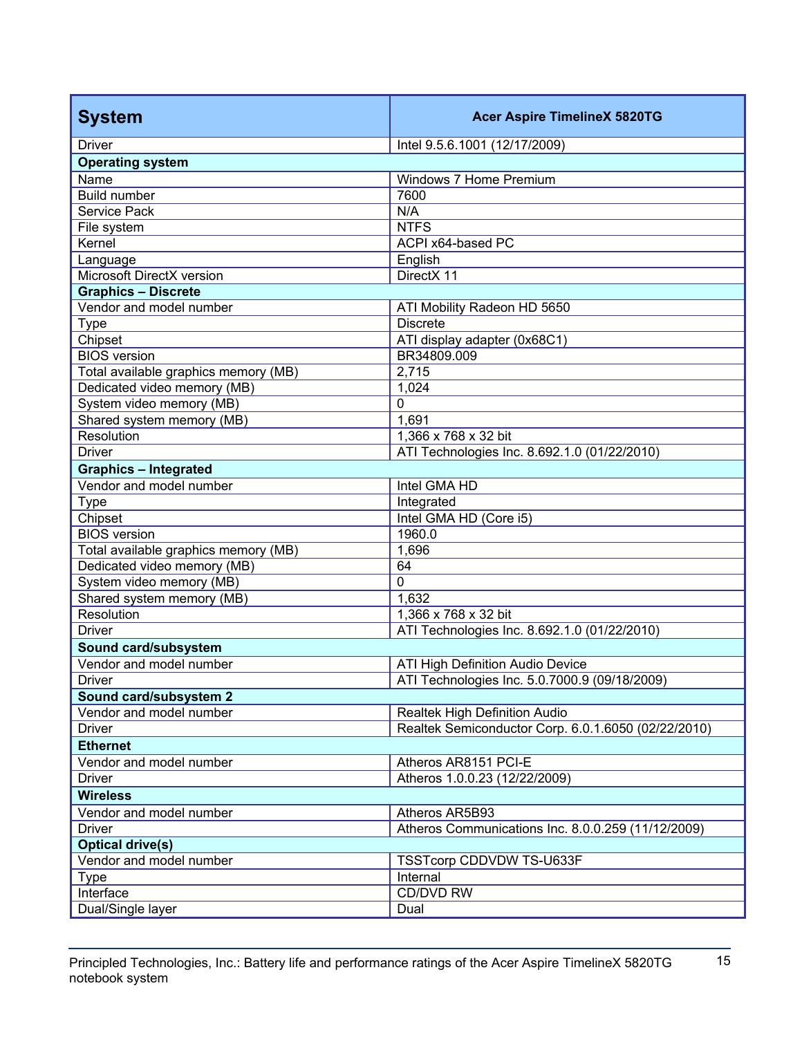| System | Acer Aspire TimelineX 5820TG |
|---|---|
| Driver | Intel 9.5.6.1001 (12/17/2009) |
| **Operating system** | |
| Name | Windows 7 Home Premium |
| Build number | 7600 |
| Service Pack | N/A |
| File system | NTFS |
| Kernel | ACPI x64-based PC |
| Language | English |
| Microsoft DirectX version | DirectX 11 |
| **Graphics – Discrete** | |
| Vendor and model number | ATI Mobility Radeon HD 5650 |
| Type | Discrete |
| Chipset | ATI display adapter (0x68C1) |
| BIOS version | BR34809.009 |
| Total available graphics memory (MB) | 2,715 |
| Dedicated video memory (MB) | 1,024 |
| System video memory (MB) | 0 |
| Shared system memory (MB) | 1,691 |
| Resolution | 1,366 x 768 x 32 bit |
| Driver | ATI Technologies Inc. 8.692.1.0 (01/22/2010) |
| **Graphics – Integrated** | |
| Vendor and model number | Intel GMA HD |
| Type | Integrated |
| Chipset | Intel GMA HD (Core i5) |
| BIOS version | 1960.0 |
| Total available graphics memory (MB) | 1,696 |
| Dedicated video memory (MB) | 64 |
| System video memory (MB) | 0 |
| Shared system memory (MB) | 1,632 |
| Resolution | 1,366 x 768 x 32 bit |
| Driver | ATI Technologies Inc. 8.692.1.0 (01/22/2010) |
| **Sound card/subsystem** | |
| Vendor and model number | ATI High Definition Audio Device |
| Driver | ATI Technologies Inc. 5.0.7000.9 (09/18/2009) |
| **Sound card/subsystem 2** | |
| Vendor and model number | Realtek High Definition Audio |
| Driver | Realtek Semiconductor Corp. 6.0.1.6050 (02/22/2010) |
| **Ethernet** | |
| Vendor and model number | Atheros AR8151 PCI-E |
| Driver | Atheros 1.0.0.23 (12/22/2009) |
| **Wireless** | |
| Vendor and model number | Atheros AR5B93 |
| Driver | Atheros Communications Inc. 8.0.0.259 (11/12/2009) |
| **Optical drive(s)** | |
| Vendor and model number | TSSTcorp CDDVDW TS-U633F |
| Type | Internal |
| Interface | CD/DVD RW |
| Dual/Single layer | Dual |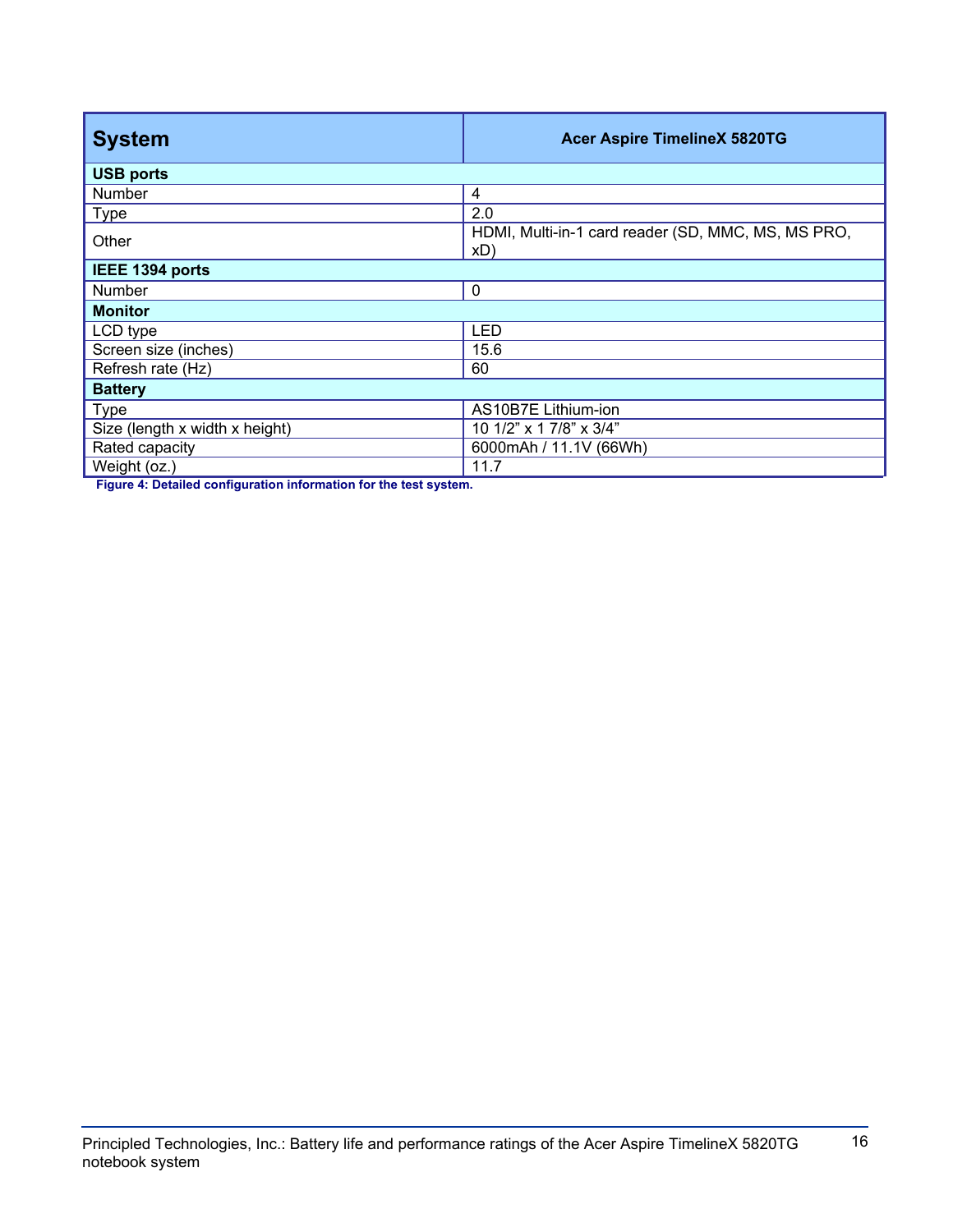| System | Acer Aspire TimelineX 5820TG |
|---|---|
| **USB ports** | |
| Number | 4 |
| Type | 2.0 |
| Other | HDMI, Multi-in-1 card reader (SD, MMC, MS, MS PRO, xD) |
| **IEEE 1394 ports** | |
| Number | 0 |
| **Monitor** | |
| LCD type | LED |
| Screen size (inches) | 15.6 |
| Refresh rate (Hz) | 60 |
| **Battery** | |
| Type | AS10B7E Lithium-ion |
| Size (length x width x height) | 10 1/2" x 1 7/8" x 3/4" |
| Rated capacity | 6000mAh / 11.1V (66Wh) |
| Weight (oz.) | 11.7 |

**Figure 4: Detailed configuration information for the test system.**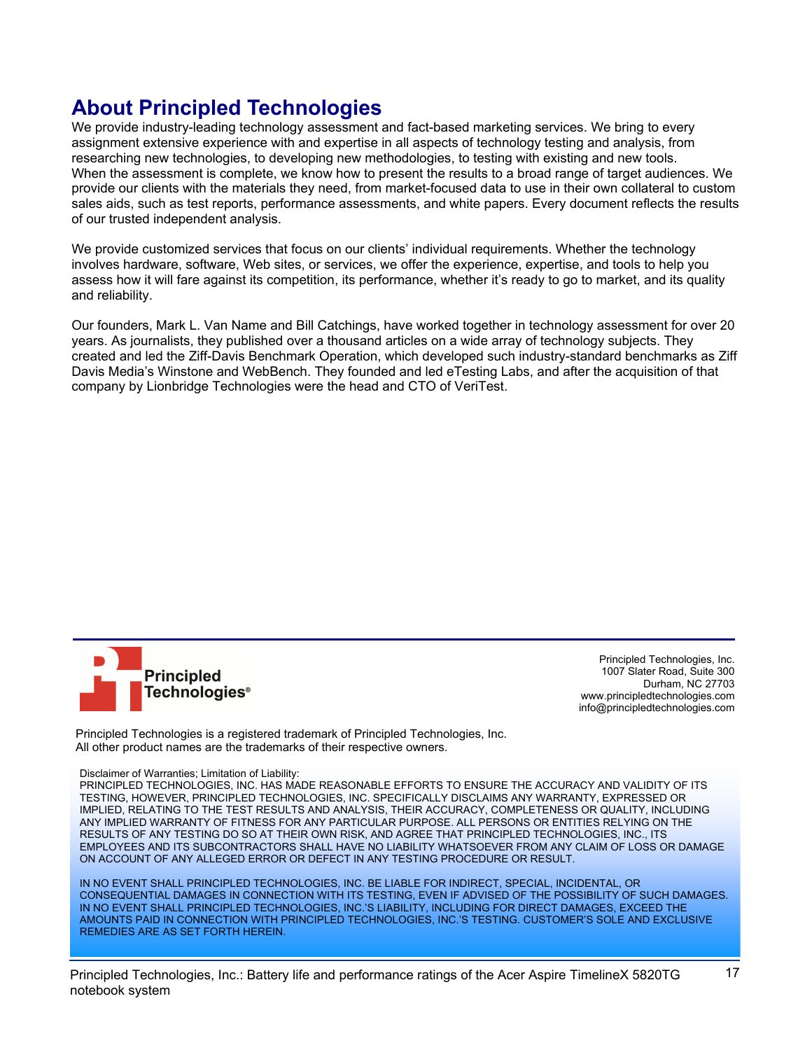# About Principled Technologies

We provide industry-leading technology assessment and fact-based marketing services. We bring to every assignment extensive experience with and expertise in all aspects of technology testing and analysis, from researching new technologies, to developing new methodologies, to testing with existing and new tools.
When the assessment is complete, we know how to present the results to a broad range of target audiences. We provide our clients with the materials they need, from market-focused data to use in their own collateral to custom sales aids, such as test reports, performance assessments, and white papers. Every document reflects the results of our trusted independent analysis.

We provide customized services that focus on our clients' individual requirements. Whether the technology involves hardware, software, Web sites, or services, we offer the experience, expertise, and tools to help you assess how it will fare against its competition, its performance, whether it's ready to go to market, and its quality and reliability.

Our founders, Mark L. Van Name and Bill Catchings, have worked together in technology assessment for over 20 years. As journalists, they published over a thousand articles on a wide array of technology subjects. They created and led the Ziff-Davis Benchmark Operation, which developed such industry-standard benchmarks as Ziff Davis Media's Winstone and WebBench. They founded and led eTesting Labs, and after the acquisition of that company by Lionbridge Technologies were the head and CTO of VeriTest.

Principled Technologies®

Principled Technologies, Inc.
1007 Slater Road, Suite 300
Durham, NC 27703
www.principledtechnologies.com
info@principledtechnologies.com

Principled Technologies is a registered trademark of Principled Technologies, Inc.
All other product names are the trademarks of their respective owners.

Disclaimer of Warranties; Limitation of Liability:
PRINCIPLED TECHNOLOGIES, INC. HAS MADE REASONABLE EFFORTS TO ENSURE THE ACCURACY AND VALIDITY OF ITS TESTING, HOWEVER, PRINCIPLED TECHNOLOGIES, INC. SPECIFICALLY DISCLAIMS ANY WARRANTY, EXPRESSED OR IMPLIED, RELATING TO THE TEST RESULTS AND ANALYSIS, THEIR ACCURACY, COMPLETENESS OR QUALITY, INCLUDING ANY IMPLIED WARRANTY OF FITNESS FOR ANY PARTICULAR PURPOSE. ALL PERSONS OR ENTITIES RELYING ON THE RESULTS OF ANY TESTING DO SO AT THEIR OWN RISK, AND AGREE THAT PRINCIPLED TECHNOLOGIES, INC., ITS EMPLOYEES AND ITS SUBCONTRACTORS SHALL HAVE NO LIABILITY WHATSOEVER FROM ANY CLAIM OF LOSS OR DAMAGE ON ACCOUNT OF ANY ALLEGED ERROR OR DEFECT IN ANY TESTING PROCEDURE OR RESULT.

IN NO EVENT SHALL PRINCIPLED TECHNOLOGIES, INC. BE LIABLE FOR INDIRECT, SPECIAL, INCIDENTAL, OR CONSEQUENTIAL DAMAGES IN CONNECTION WITH ITS TESTING, EVEN IF ADVISED OF THE POSSIBILITY OF SUCH DAMAGES. IN NO EVENT SHALL PRINCIPLED TECHNOLOGIES, INC.'S LIABILITY, INCLUDING FOR DIRECT DAMAGES, EXCEED THE AMOUNTS PAID IN CONNECTION WITH PRINCIPLED TECHNOLOGIES, INC.'S TESTING. CUSTOMER'S SOLE AND EXCLUSIVE REMEDIES ARE AS SET FORTH HEREIN.